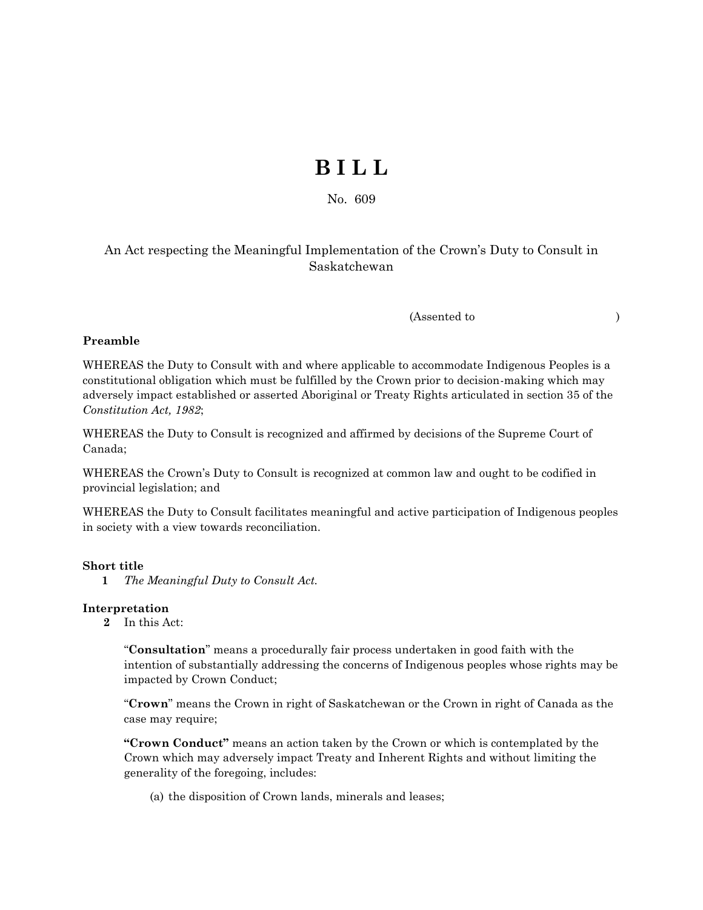# B I L L

No. 609

An Act respecting the Meaningful Implementation of the Crown's Duty to Consult in Saskatchewan

(Assented to )

**Preamble**

WHEREAS the Duty to Consult with and where applicable to accommodate Indigenous Peoples is a constitutional obligation which must be fulfilled by the Crown prior to decision-making which may adversely impact established or asserted Aboriginal or Treaty Rights articulated in section 35 of the *Constitution Act, 1982*;

WHEREAS the Duty to Consult is recognized and affirmed by decisions of the Supreme Court of Canada;

WHEREAS the Crown's Duty to Consult is recognized at common law and ought to be codified in provincial legislation; and

WHEREAS the Duty to Consult facilitates meaningful and active participation of Indigenous peoples in society with a view towards reconciliation.

**Short title**

**1** *The Meaningful Duty to Consult Act.*

**Interpretation**

**2** In this Act:

"**Consultation**" means a procedurally fair process undertaken in good faith with the intention of substantially addressing the concerns of Indigenous peoples whose rights may be impacted by Crown Conduct;

"**Crown**" means the Crown in right of Saskatchewan or the Crown in right of Canada as the case may require;

**"Crown Conduct"** means an action taken by the Crown or which is contemplated by the Crown which may adversely impact Treaty and Inherent Rights and without limiting the generality of the foregoing, includes:

(a) the disposition of Crown lands, minerals and leases;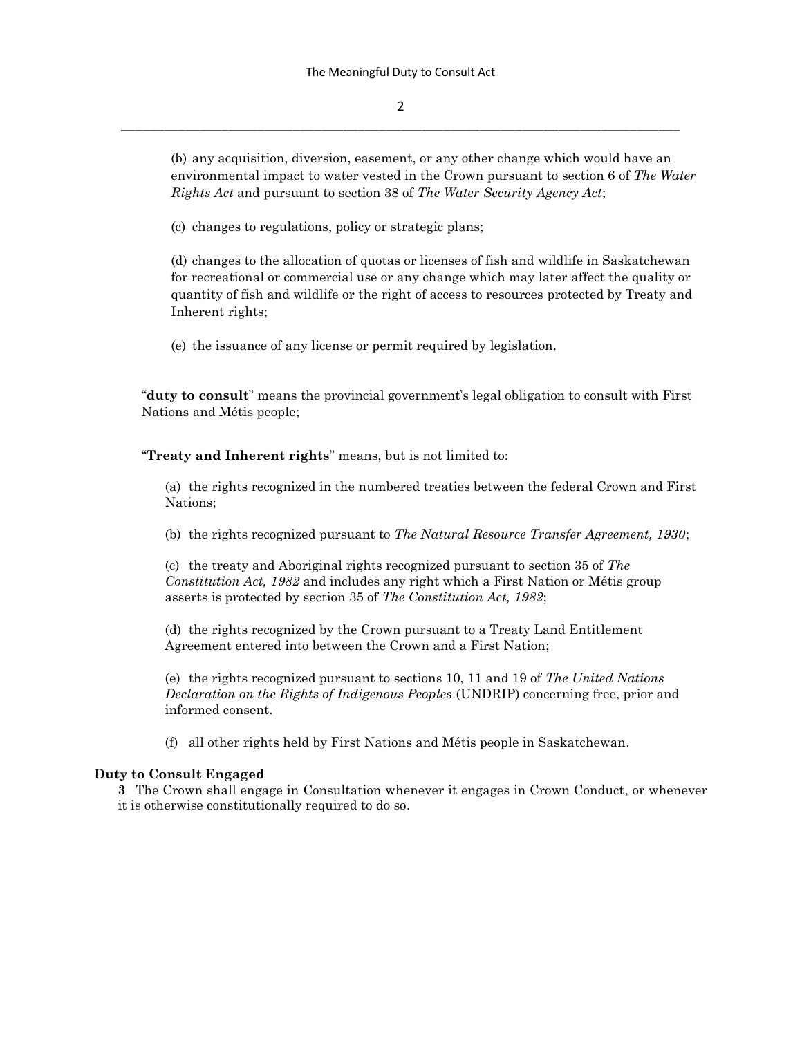(b) any acquisition, diversion, easement, or any other change which would have an environmental impact to water vested in the Crown pursuant to section 6 of *The Water Rights Act* and pursuant to section 38 of *The Water Security Agency Act*;

(c) changes to regulations, policy or strategic plans;

(d) changes to the allocation of quotas or licenses of fish and wildlife in Saskatchewan for recreational or commercial use or any change which may later affect the quality or quantity of fish and wildlife or the right of access to resources protected by Treaty and Inherent rights;

(e) the issuance of any license or permit required by legislation.

"**duty to consult**" means the provincial government's legal obligation to consult with First Nations and Métis people;

"**Treaty and Inherent rights**" means, but is not limited to:

(a) the rights recognized in the numbered treaties between the federal Crown and First Nations;

(b) the rights recognized pursuant to *The Natural Resource Transfer Agreement, 1930*;

(c) the treaty and Aboriginal rights recognized pursuant to section 35 of *The Constitution Act, 1982* and includes any right which a First Nation or Métis group asserts is protected by section 35 of *The Constitution Act, 1982*;

(d) the rights recognized by the Crown pursuant to a Treaty Land Entitlement Agreement entered into between the Crown and a First Nation;

(e) the rights recognized pursuant to sections 10, 11 and 19 of *The United Nations Declaration on the Rights of Indigenous Peoples* (UNDRIP) concerning free, prior and informed consent.

(f) all other rights held by First Nations and Métis people in Saskatchewan.

**Duty to Consult Engaged**

**3** The Crown shall engage in Consultation whenever it engages in Crown Conduct, or whenever it is otherwise constitutionally required to do so.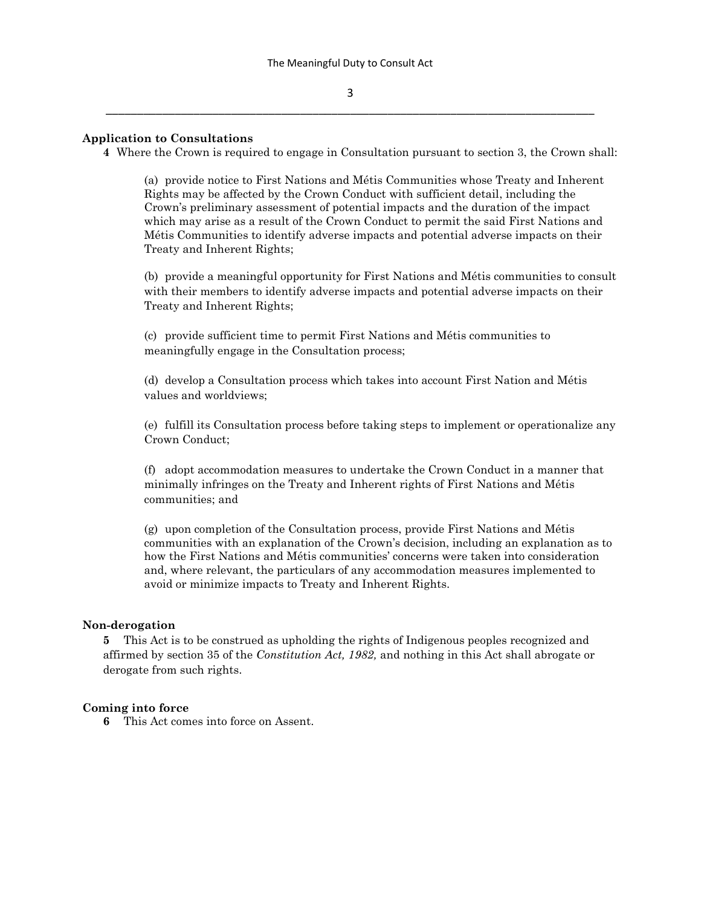**Application to Consultations**

**4** Where the Crown is required to engage in Consultation pursuant to section 3, the Crown shall:

(a) provide notice to First Nations and Métis Communities whose Treaty and Inherent Rights may be affected by the Crown Conduct with sufficient detail, including the Crown's preliminary assessment of potential impacts and the duration of the impact which may arise as a result of the Crown Conduct to permit the said First Nations and Métis Communities to identify adverse impacts and potential adverse impacts on their Treaty and Inherent Rights;

(b) provide a meaningful opportunity for First Nations and Métis communities to consult with their members to identify adverse impacts and potential adverse impacts on their Treaty and Inherent Rights;

(c) provide sufficient time to permit First Nations and Métis communities to meaningfully engage in the Consultation process;

(d) develop a Consultation process which takes into account First Nation and Métis values and worldviews;

(e) fulfill its Consultation process before taking steps to implement or operationalize any Crown Conduct;

(f) adopt accommodation measures to undertake the Crown Conduct in a manner that minimally infringes on the Treaty and Inherent rights of First Nations and Métis communities; and

(g) upon completion of the Consultation process, provide First Nations and Métis communities with an explanation of the Crown's decision, including an explanation as to how the First Nations and Métis communities' concerns were taken into consideration and, where relevant, the particulars of any accommodation measures implemented to avoid or minimize impacts to Treaty and Inherent Rights.

**Non-derogation**

**5** This Act is to be construed as upholding the rights of Indigenous peoples recognized and affirmed by section 35 of the *Constitution Act, 1982,* and nothing in this Act shall abrogate or derogate from such rights.

**Coming into force**

**6** This Act comes into force on Assent.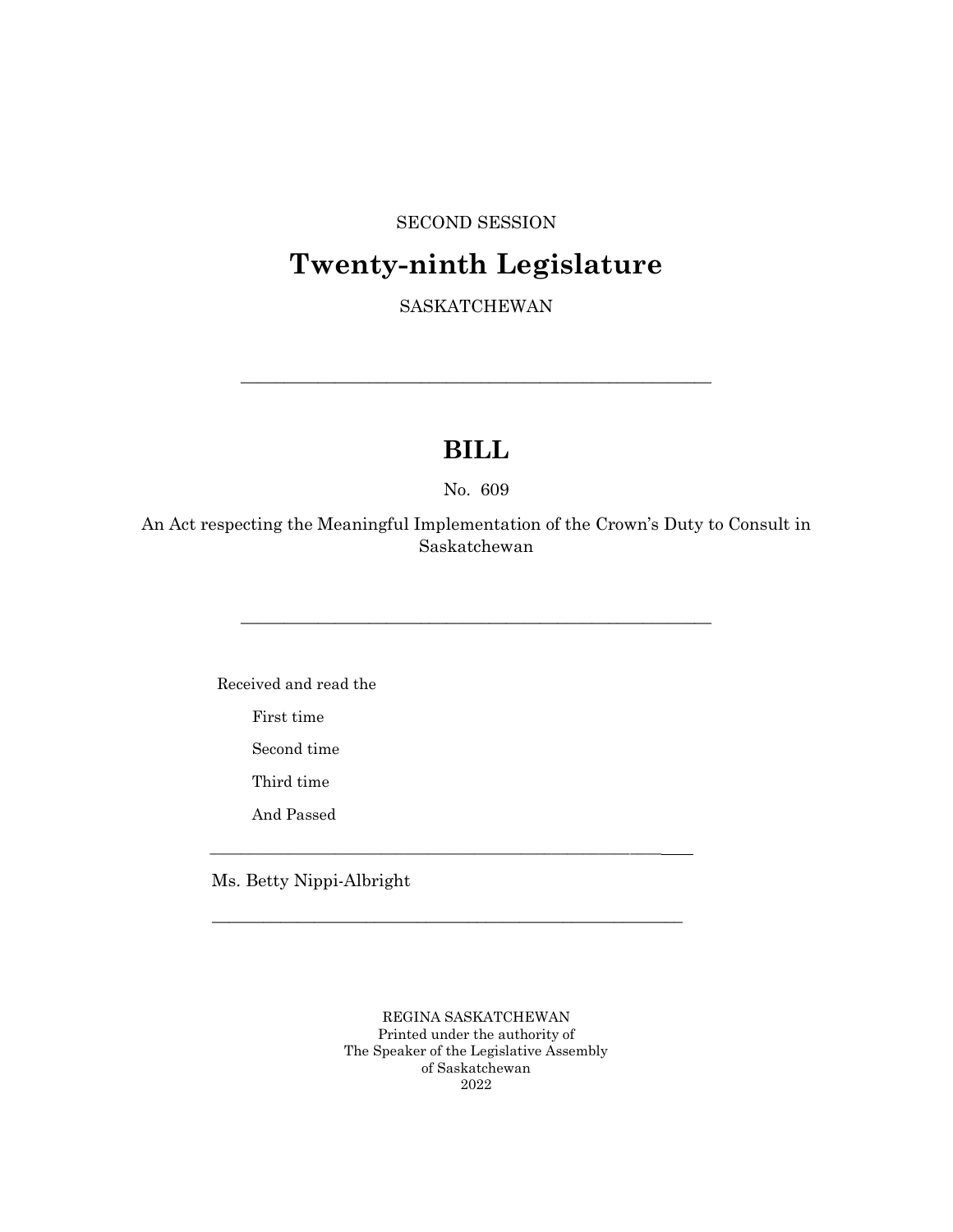SECOND SESSION

# Twenty-ninth Legislature

SASKATCHEWAN

---

# BILL

No. 609

An Act respecting the Meaningful Implementation of the Crown's Duty to Consult in Saskatchewan

---

Received and read the

First time

Second time

Third time

And Passed

---

Ms. Betty Nippi-Albright

---

REGINA SASKATCHEWAN
Printed under the authority of
The Speaker of the Legislative Assembly
of Saskatchewan
2022